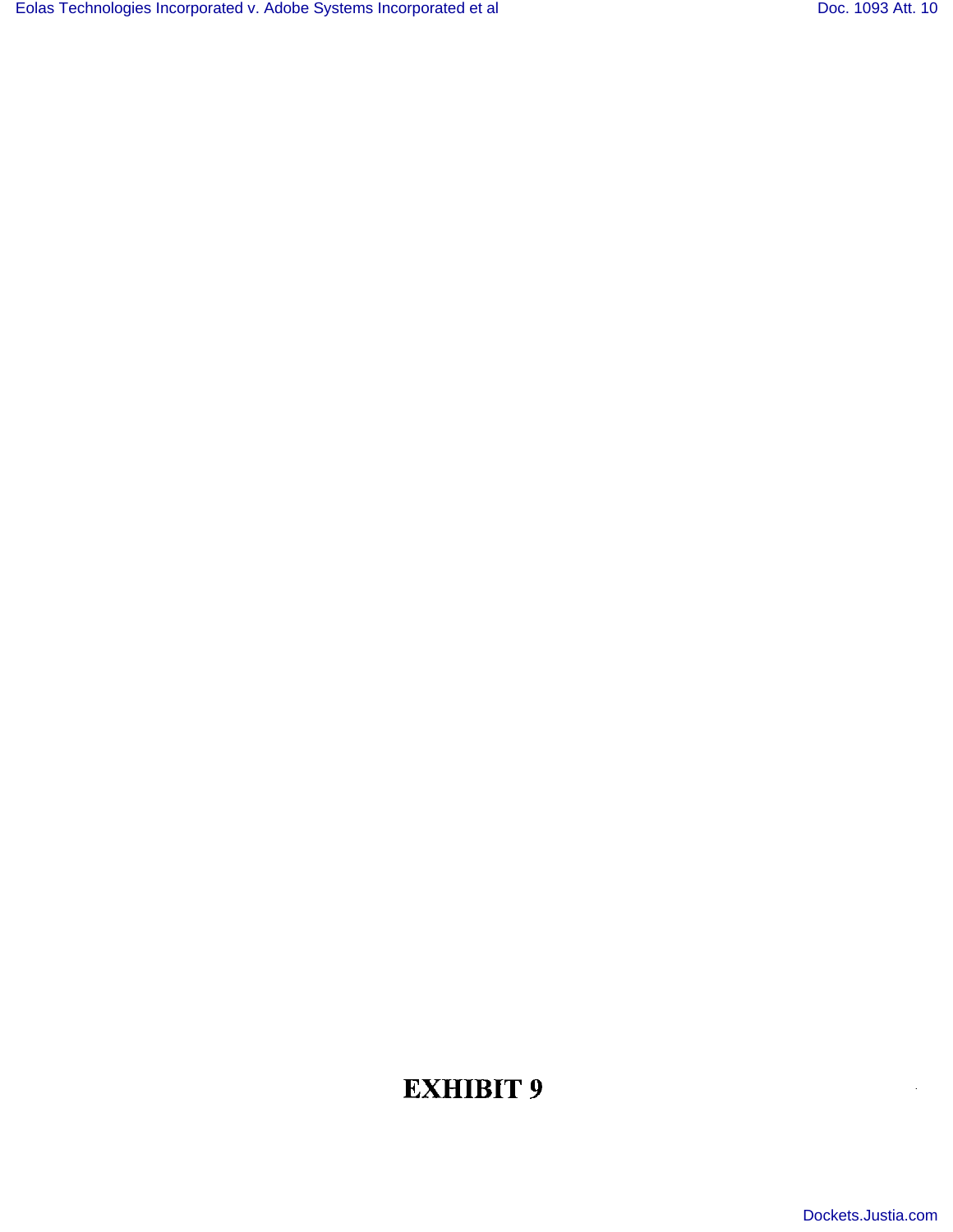# EXHIBIT 9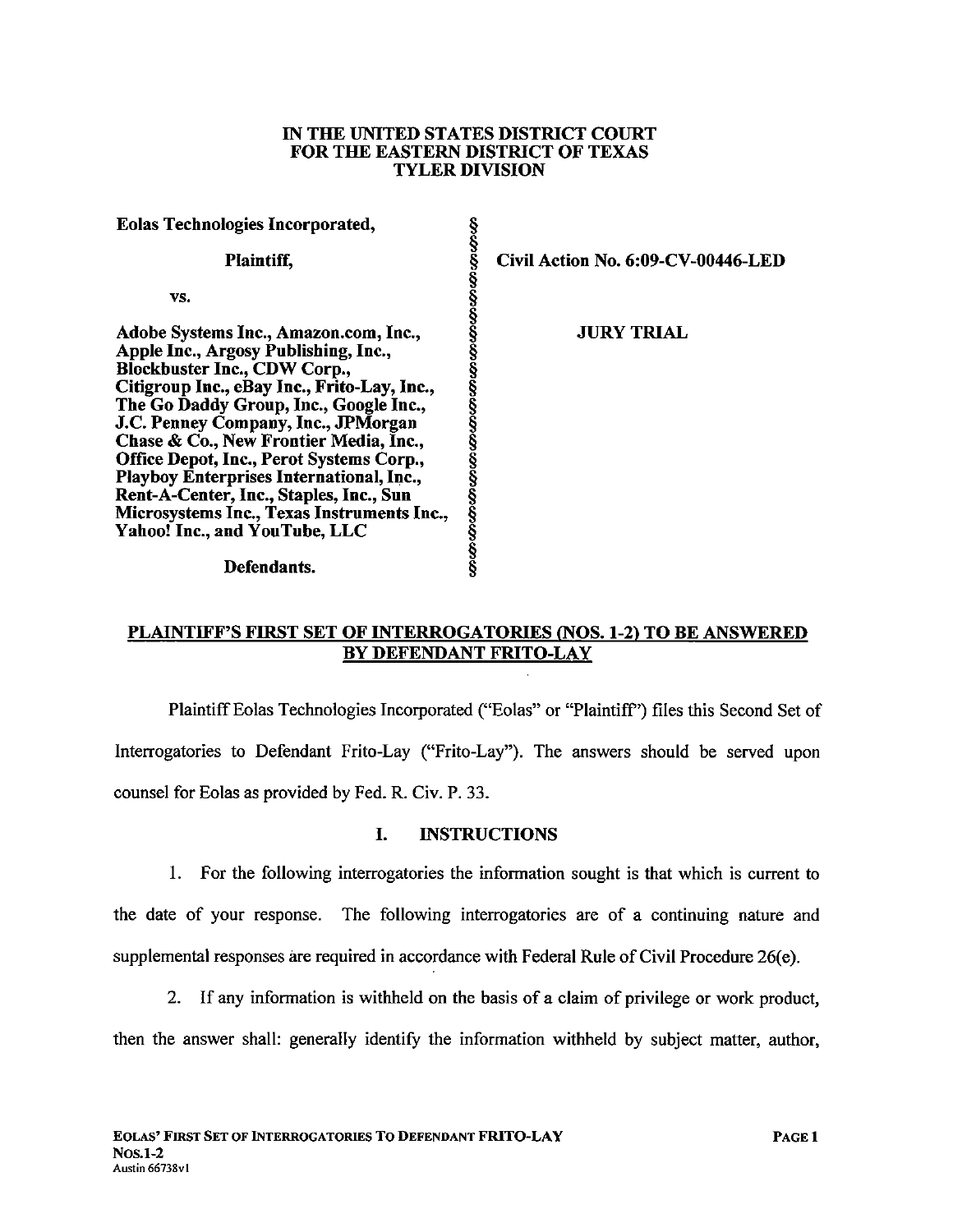**IN THE UNITED STATES DISTRICT COURT**
**FOR THE EASTERN DISTRICT OF TEXAS**
**TYLER DIVISION**

| | | |
|---|---|---|
| **Eolas Technologies Incorporated,** | § | |
| | § | |
| **Plaintiff,** | § | **Civil Action No. 6:09-CV-00446-LED** |
| | § | |
| **vs.** | § | |
| | § | |
| **Adobe Systems Inc., Amazon.com, Inc., Apple Inc., Argosy Publishing, Inc., Blockbuster Inc., CDW Corp., Citigroup Inc., eBay Inc., Frito-Lay, Inc., The Go Daddy Group, Inc., Google Inc., J.C. Penney Company, Inc., JPMorgan Chase & Co., New Frontier Media, Inc., Office Depot, Inc., Perot Systems Corp., Playboy Enterprises International, Inc., Rent-A-Center, Inc., Staples, Inc., Sun Microsystems Inc., Texas Instruments Inc., Yahoo! Inc., and YouTube, LLC** | § | **JURY TRIAL** |
| | § | |
| **Defendants.** | § | |

**PLAINTIFF'S FIRST SET OF INTERROGATORIES (NOS. 1-2) TO BE ANSWERED BY DEFENDANT FRITO-LAY**

Plaintiff Eolas Technologies Incorporated ("Eolas" or "Plaintiff") files this Second Set of Interrogatories to Defendant Frito-Lay ("Frito-Lay"). The answers should be served upon counsel for Eolas as provided by Fed. R. Civ. P. 33.

## I. INSTRUCTIONS

1. For the following interrogatories the information sought is that which is current to the date of your response. The following interrogatories are of a continuing nature and supplemental responses are required in accordance with Federal Rule of Civil Procedure 26(e).

2. If any information is withheld on the basis of a claim of privilege or work product, then the answer shall: generally identify the information withheld by subject matter, author,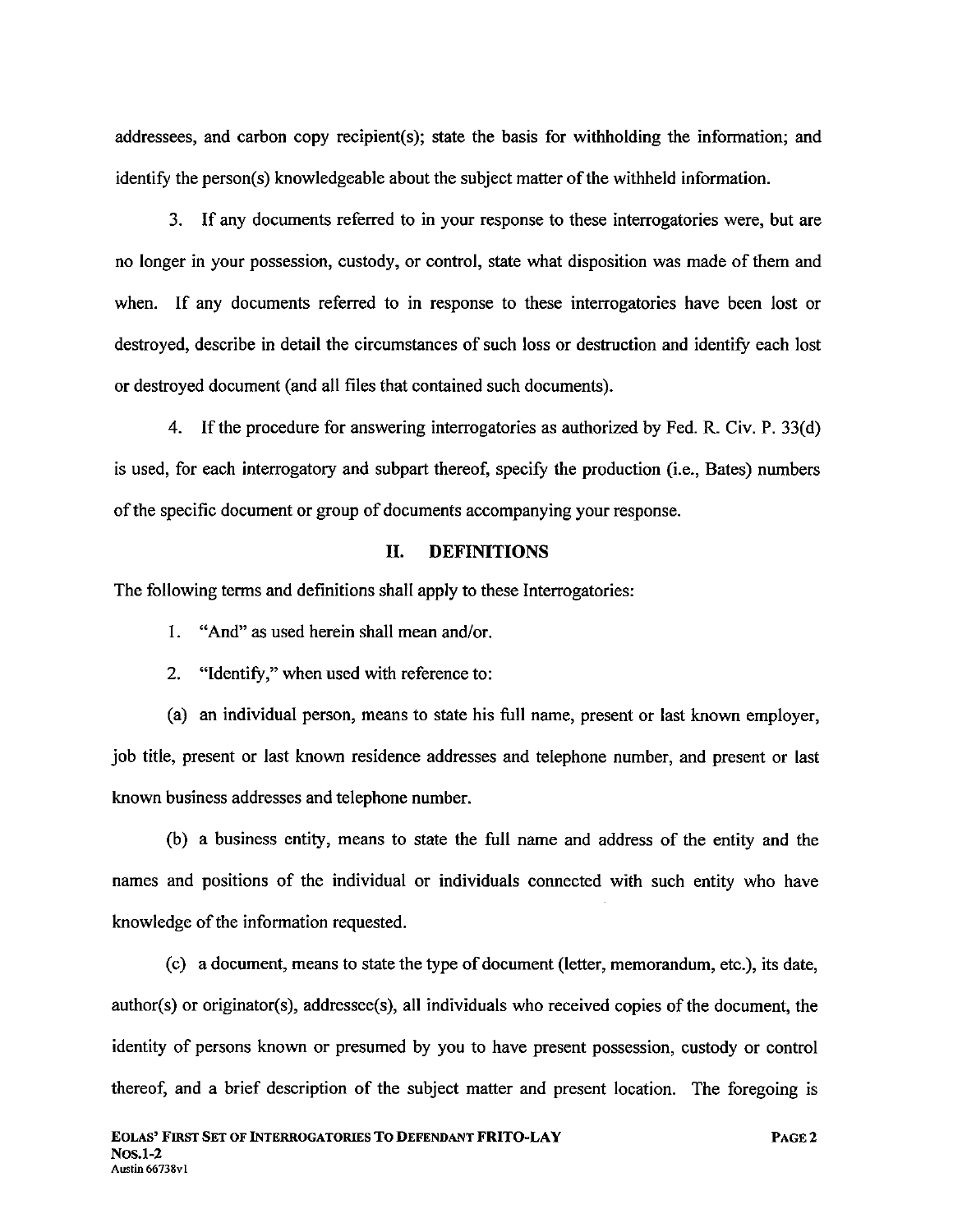addressees, and carbon copy recipient(s); state the basis for withholding the information; and identify the person(s) knowledgeable about the subject matter of the withheld information.

3. If any documents referred to in your response to these interrogatories were, but are no longer in your possession, custody, or control, state what disposition was made of them and when. If any documents referred to in response to these interrogatories have been lost or destroyed, describe in detail the circumstances of such loss or destruction and identify each lost or destroyed document (and all files that contained such documents).

4. If the procedure for answering interrogatories as authorized by Fed. R. Civ. P. 33(d) is used, for each interrogatory and subpart thereof, specify the production (i.e., Bates) numbers of the specific document or group of documents accompanying your response.

## II. DEFINITIONS

The following terms and definitions shall apply to these Interrogatories:

1. "And" as used herein shall mean and/or.

2. "Identify," when used with reference to:

(a) an individual person, means to state his full name, present or last known employer, job title, present or last known residence addresses and telephone number, and present or last known business addresses and telephone number.

(b) a business entity, means to state the full name and address of the entity and the names and positions of the individual or individuals connected with such entity who have knowledge of the information requested.

(c) a document, means to state the type of document (letter, memorandum, etc.), its date, author(s) or originator(s), addressee(s), all individuals who received copies of the document, the identity of persons known or presumed by you to have present possession, custody or control thereof, and a brief description of the subject matter and present location. The foregoing is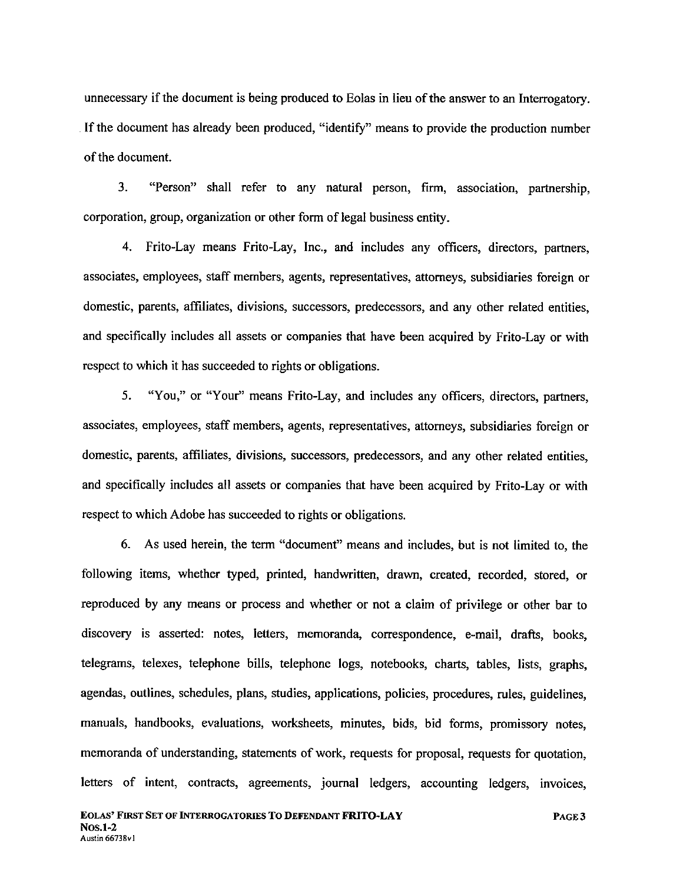unnecessary if the document is being produced to Eolas in lieu of the answer to an Interrogatory. If the document has already been produced, "identify" means to provide the production number of the document.

3. "Person" shall refer to any natural person, firm, association, partnership, corporation, group, organization or other form of legal business entity.

4. Frito-Lay means Frito-Lay, Inc., and includes any officers, directors, partners, associates, employees, staff members, agents, representatives, attorneys, subsidiaries foreign or domestic, parents, affiliates, divisions, successors, predecessors, and any other related entities, and specifically includes all assets or companies that have been acquired by Frito-Lay or with respect to which it has succeeded to rights or obligations.

5. "You," or "Your" means Frito-Lay, and includes any officers, directors, partners, associates, employees, staff members, agents, representatives, attorneys, subsidiaries foreign or domestic, parents, affiliates, divisions, successors, predecessors, and any other related entities, and specifically includes all assets or companies that have been acquired by Frito-Lay or with respect to which Adobe has succeeded to rights or obligations.

6. As used herein, the term "document" means and includes, but is not limited to, the following items, whether typed, printed, handwritten, drawn, created, recorded, stored, or reproduced by any means or process and whether or not a claim of privilege or other bar to discovery is asserted: notes, letters, memoranda, correspondence, e-mail, drafts, books, telegrams, telexes, telephone bills, telephone logs, notebooks, charts, tables, lists, graphs, agendas, outlines, schedules, plans, studies, applications, policies, procedures, rules, guidelines, manuals, handbooks, evaluations, worksheets, minutes, bids, bid forms, promissory notes, memoranda of understanding, statements of work, requests for proposal, requests for quotation, letters of intent, contracts, agreements, journal ledgers, accounting ledgers, invoices,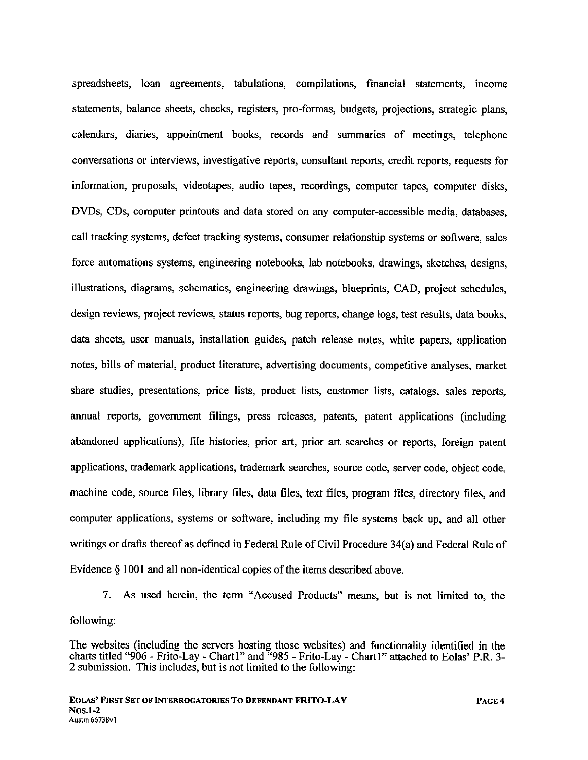spreadsheets, loan agreements, tabulations, compilations, financial statements, income statements, balance sheets, checks, registers, pro-formas, budgets, projections, strategic plans, calendars, diaries, appointment books, records and summaries of meetings, telephone conversations or interviews, investigative reports, consultant reports, credit reports, requests for information, proposals, videotapes, audio tapes, recordings, computer tapes, computer disks, DVDs, CDs, computer printouts and data stored on any computer-accessible media, databases, call tracking systems, defect tracking systems, consumer relationship systems or software, sales force automations systems, engineering notebooks, lab notebooks, drawings, sketches, designs, illustrations, diagrams, schematics, engineering drawings, blueprints, CAD, project schedules, design reviews, project reviews, status reports, bug reports, change logs, test results, data books, data sheets, user manuals, installation guides, patch release notes, white papers, application notes, bills of material, product literature, advertising documents, competitive analyses, market share studies, presentations, price lists, product lists, customer lists, catalogs, sales reports, annual reports, government filings, press releases, patents, patent applications (including abandoned applications), file histories, prior art, prior art searches or reports, foreign patent applications, trademark applications, trademark searches, source code, server code, object code, machine code, source files, library files, data files, text files, program files, directory files, and computer applications, systems or software, including my file systems back up, and all other writings or drafts thereof as defined in Federal Rule of Civil Procedure 34(a) and Federal Rule of Evidence § 1001 and all non-identical copies of the items described above.

7. As used herein, the term "Accused Products" means, but is not limited to, the following:

The websites (including the servers hosting those websites) and functionality identified in the charts titled "906 - Frito-Lay - Chart1" and "985 - Frito-Lay - Chart1" attached to Eolas' P.R. 3-2 submission. This includes, but is not limited to the following: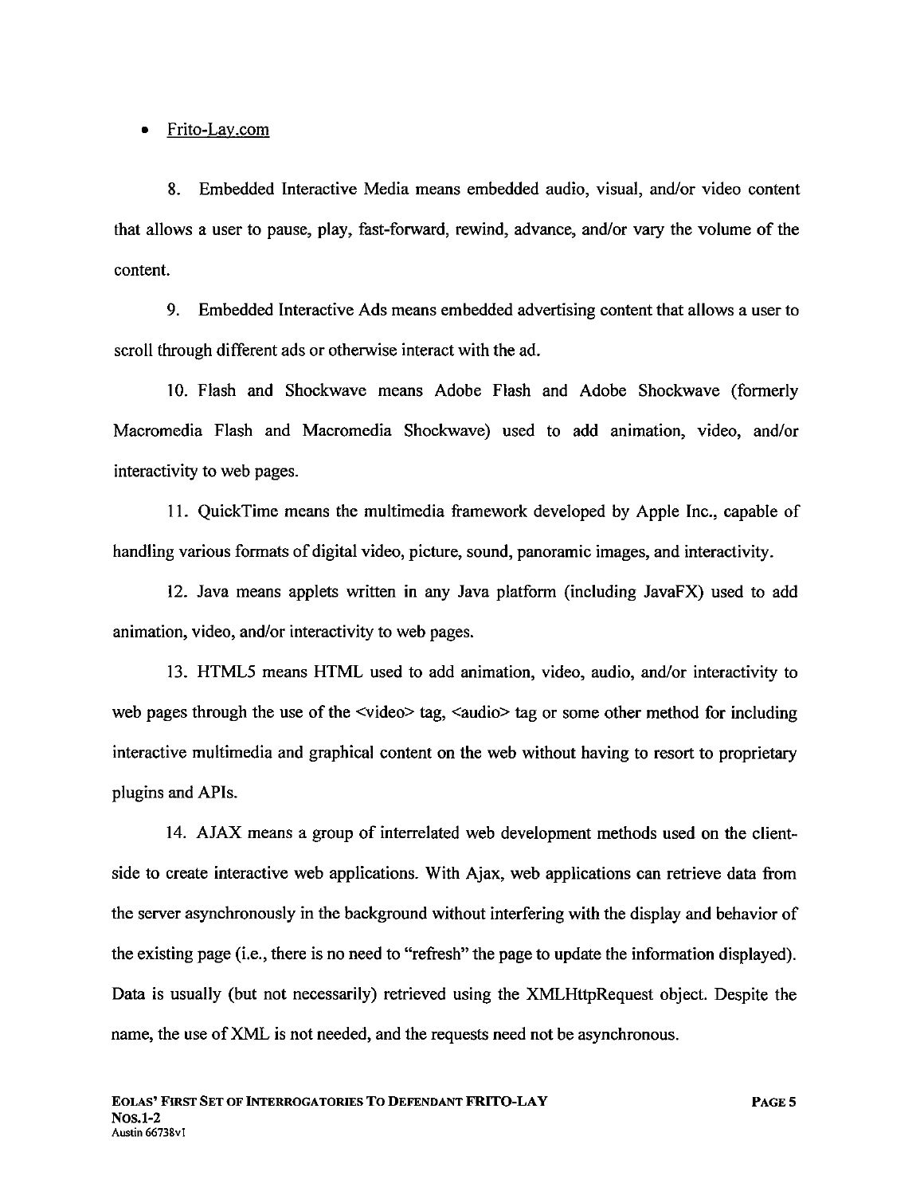- Frito-Lay.com

8. Embedded Interactive Media means embedded audio, visual, and/or video content that allows a user to pause, play, fast-forward, rewind, advance, and/or vary the volume of the content.

9. Embedded Interactive Ads means embedded advertising content that allows a user to scroll through different ads or otherwise interact with the ad.

10. Flash and Shockwave means Adobe Flash and Adobe Shockwave (formerly Macromedia Flash and Macromedia Shockwave) used to add animation, video, and/or interactivity to web pages.

11. QuickTime means the multimedia framework developed by Apple Inc., capable of handling various formats of digital video, picture, sound, panoramic images, and interactivity.

12. Java means applets written in any Java platform (including JavaFX) used to add animation, video, and/or interactivity to web pages.

13. HTML5 means HTML used to add animation, video, audio, and/or interactivity to web pages through the use of the <video> tag, <audio> tag or some other method for including interactive multimedia and graphical content on the web without having to resort to proprietary plugins and APIs.

14. AJAX means a group of interrelated web development methods used on the client-side to create interactive web applications. With Ajax, web applications can retrieve data from the server asynchronously in the background without interfering with the display and behavior of the existing page (i.e., there is no need to "refresh" the page to update the information displayed). Data is usually (but not necessarily) retrieved using the XMLHttpRequest object. Despite the name, the use of XML is not needed, and the requests need not be asynchronous.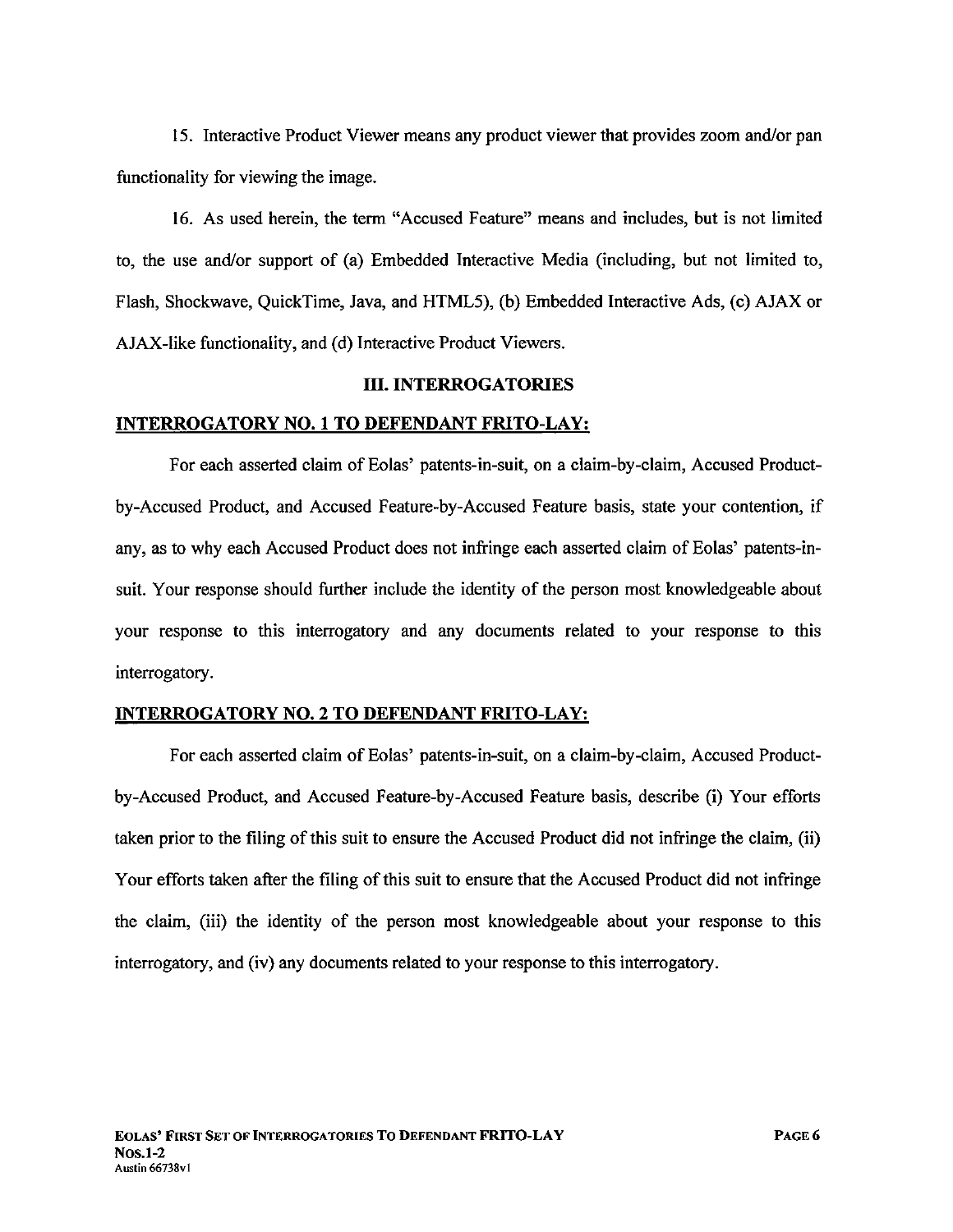15. Interactive Product Viewer means any product viewer that provides zoom and/or pan functionality for viewing the image.

16. As used herein, the term "Accused Feature" means and includes, but is not limited to, the use and/or support of (a) Embedded Interactive Media (including, but not limited to, Flash, Shockwave, QuickTime, Java, and HTML5), (b) Embedded Interactive Ads, (c) AJAX or AJAX-like functionality, and (d) Interactive Product Viewers.

## III. INTERROGATORIES

### INTERROGATORY NO. 1 TO DEFENDANT FRITO-LAY:

For each asserted claim of Eolas' patents-in-suit, on a claim-by-claim, Accused Product-by-Accused Product, and Accused Feature-by-Accused Feature basis, state your contention, if any, as to why each Accused Product does not infringe each asserted claim of Eolas' patents-in-suit. Your response should further include the identity of the person most knowledgeable about your response to this interrogatory and any documents related to your response to this interrogatory.

### INTERROGATORY NO. 2 TO DEFENDANT FRITO-LAY:

For each asserted claim of Eolas' patents-in-suit, on a claim-by-claim, Accused Product-by-Accused Product, and Accused Feature-by-Accused Feature basis, describe (i) Your efforts taken prior to the filing of this suit to ensure the Accused Product did not infringe the claim, (ii) Your efforts taken after the filing of this suit to ensure that the Accused Product did not infringe the claim, (iii) the identity of the person most knowledgeable about your response to this interrogatory, and (iv) any documents related to your response to this interrogatory.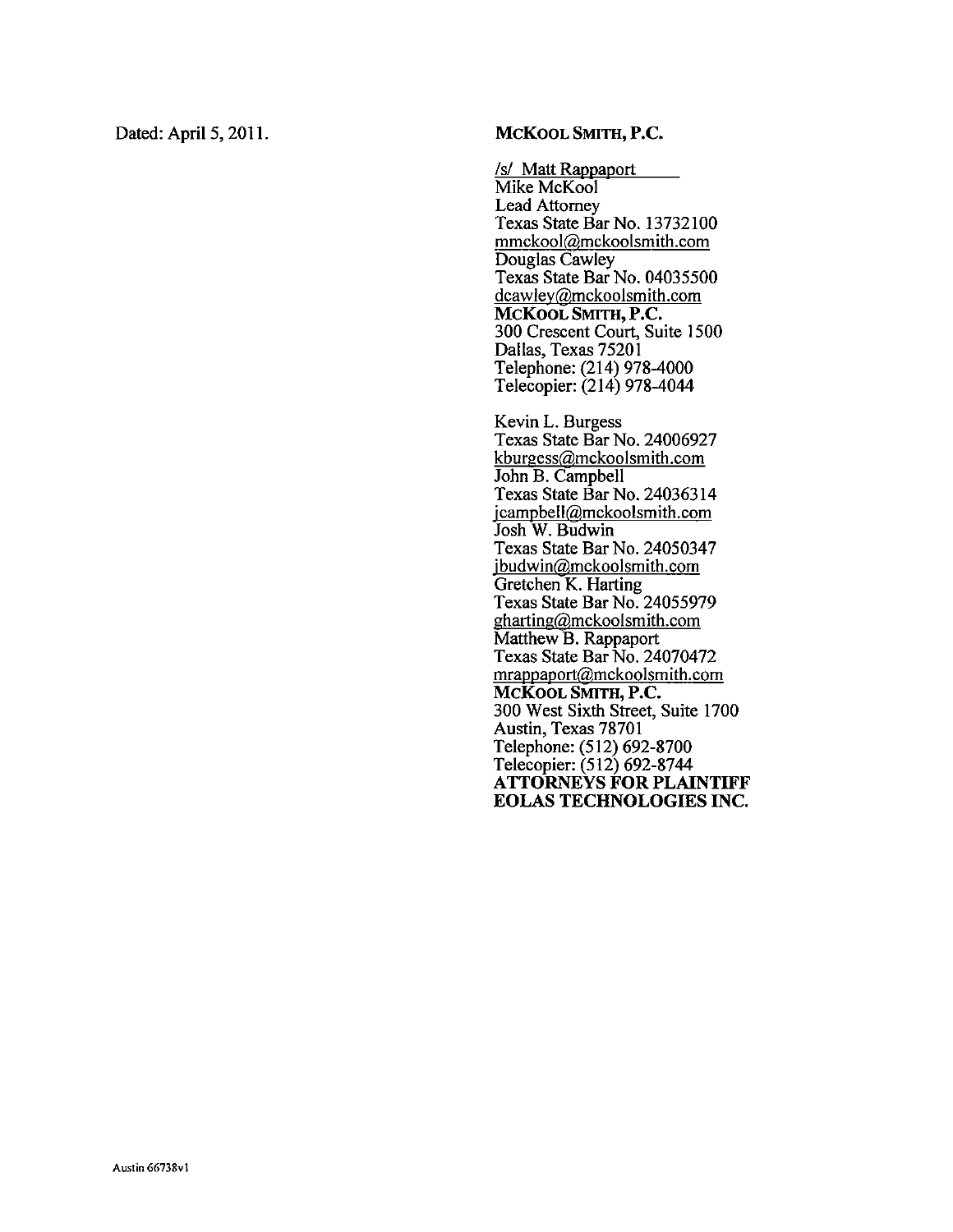Dated: April 5, 2011.

**MCKOOL SMITH, P.C.**

/s/ Matt Rappaport
Mike McKool
Lead Attorney
Texas State Bar No. 13732100
mmckool@mckoolsmith.com
Douglas Cawley
Texas State Bar No. 04035500
dcawley@mckoolsmith.com
**MCKOOL SMITH, P.C.**
300 Crescent Court, Suite 1500
Dallas, Texas 75201
Telephone: (214) 978-4000
Telecopier: (214) 978-4044

Kevin L. Burgess
Texas State Bar No. 24006927
kburgess@mckoolsmith.com
John B. Campbell
Texas State Bar No. 24036314
jcampbell@mckoolsmith.com
Josh W. Budwin
Texas State Bar No. 24050347
jbudwin@mckoolsmith.com
Gretchen K. Harting
Texas State Bar No. 24055979
gharting@mckoolsmith.com
Matthew B. Rappaport
Texas State Bar No. 24070472
mrappaport@mckoolsmith.com
**MCKOOL SMITH, P.C.**
300 West Sixth Street, Suite 1700
Austin, Texas 78701
Telephone: (512) 692-8700
Telecopier: (512) 692-8744
**ATTORNEYS FOR PLAINTIFF EOLAS TECHNOLOGIES INC.**

Austin 66738v1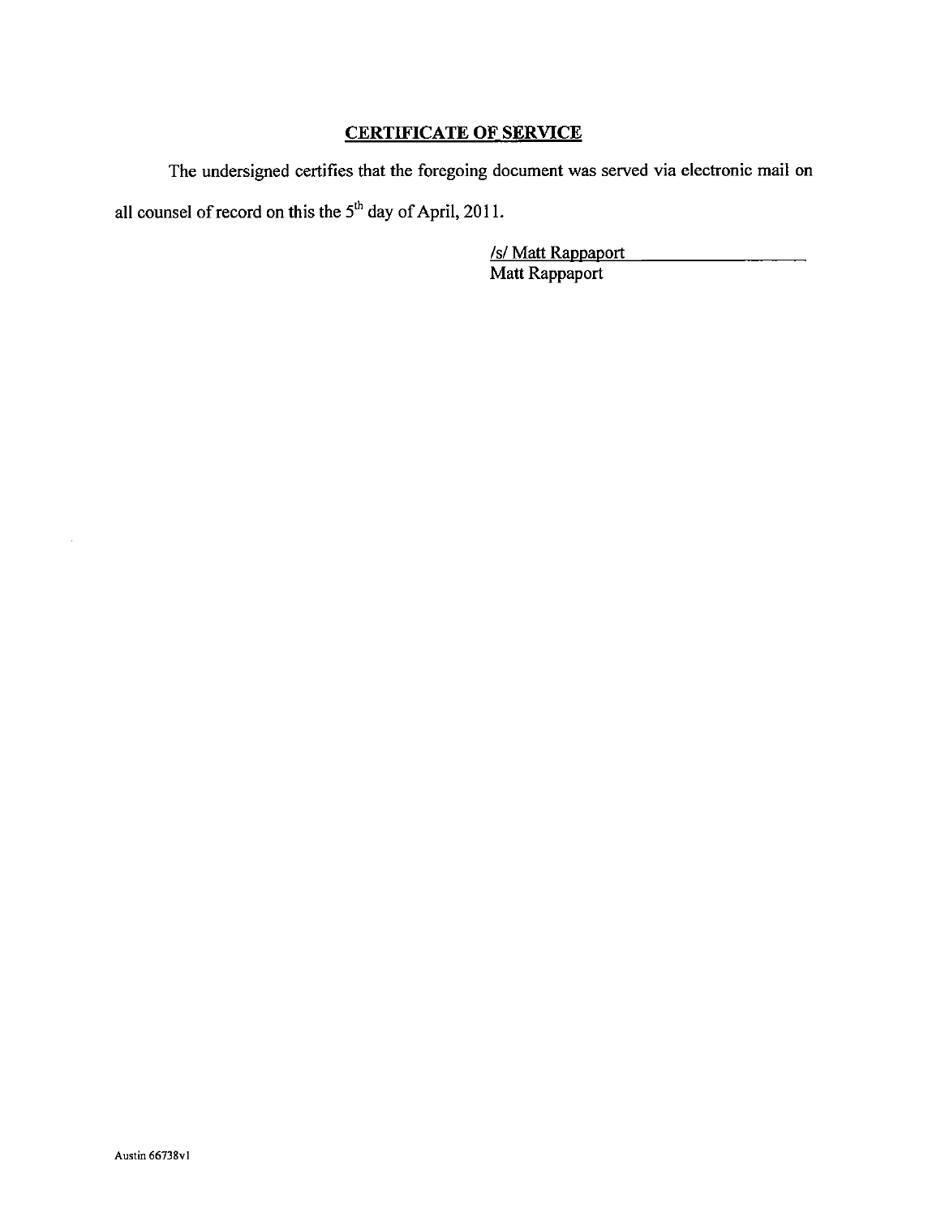## CERTIFICATE OF SERVICE

The undersigned certifies that the foregoing document was served via electronic mail on all counsel of record on this the 5th day of April, 2011.

/s/ Matt Rappaport
Matt Rappaport

Austin 66738v1